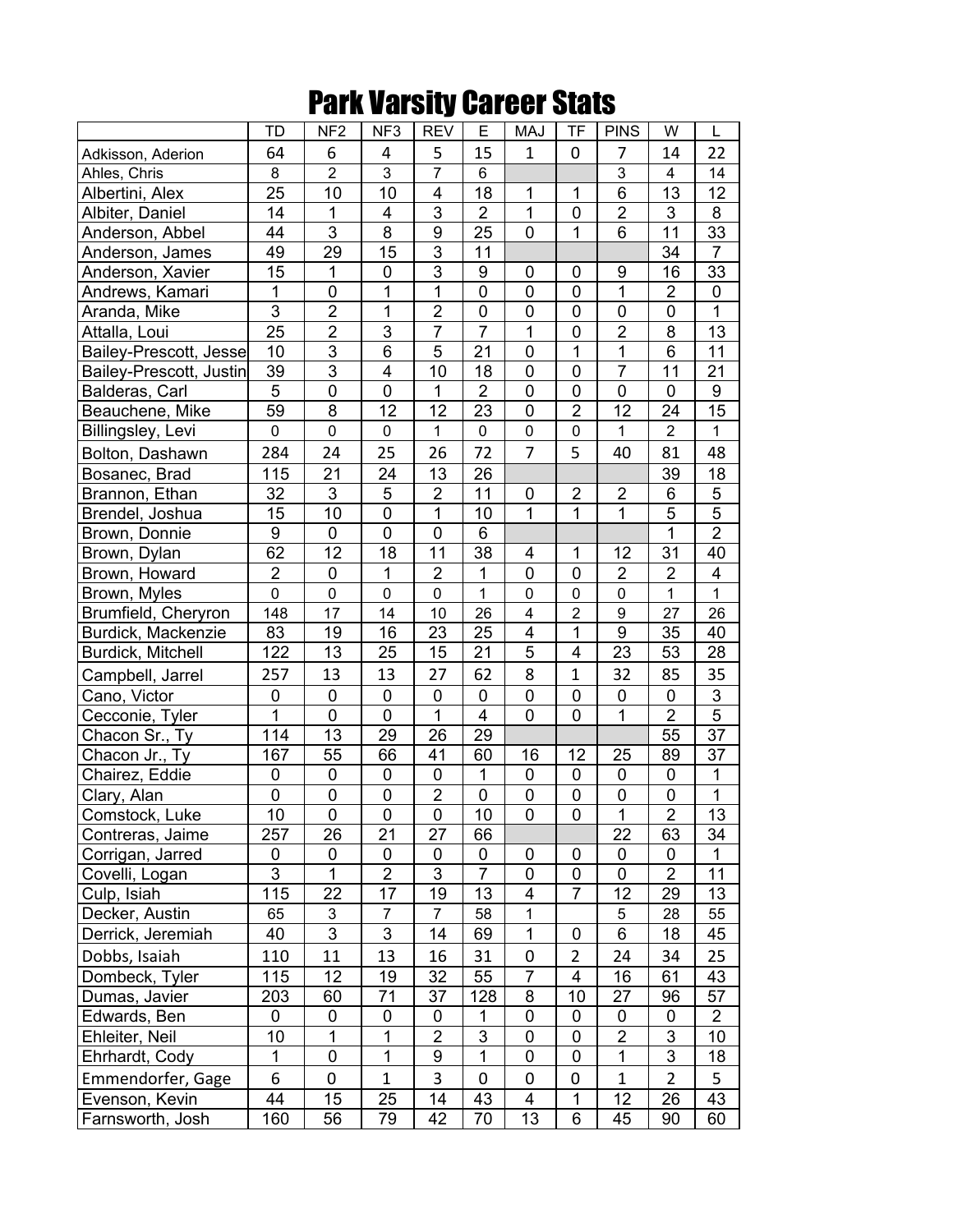# Park Varsity Career Stats

| | TD | NF2 | NF3 | REV | E | MAJ | TF | PINS | W | L |
|---|---|---|---|---|---|---|---|---|---|---|
| Adkisson, Aderion | 64 | 6 | 4 | 5 | 15 | 1 | 0 | 7 | 14 | 22 |
| Ahles, Chris | 8 | 2 | 3 | 7 | 6 | | | 3 | 4 | 14 |
| Albertini, Alex | 25 | 10 | 10 | 4 | 18 | 1 | 1 | 6 | 13 | 12 |
| Albiter, Daniel | 14 | 1 | 4 | 3 | 2 | 1 | 0 | 2 | 3 | 8 |
| Anderson, Abbel | 44 | 3 | 8 | 9 | 25 | 0 | 1 | 6 | 11 | 33 |
| Anderson, James | 49 | 29 | 15 | 3 | 11 | | | | 34 | 7 |
| Anderson, Xavier | 15 | 1 | 0 | 3 | 9 | 0 | 0 | 9 | 16 | 33 |
| Andrews, Kamari | 1 | 0 | 1 | 1 | 0 | 0 | 0 | 1 | 2 | 0 |
| Aranda, Mike | 3 | 2 | 1 | 2 | 0 | 0 | 0 | 0 | 0 | 1 |
| Attalla, Loui | 25 | 2 | 3 | 7 | 7 | 1 | 0 | 2 | 8 | 13 |
| Bailey-Prescott, Jesse | 10 | 3 | 6 | 5 | 21 | 0 | 1 | 1 | 6 | 11 |
| Bailey-Prescott, Justin | 39 | 3 | 4 | 10 | 18 | 0 | 0 | 7 | 11 | 21 |
| Balderas, Carl | 5 | 0 | 0 | 1 | 2 | 0 | 0 | 0 | 0 | 9 |
| Beauchene, Mike | 59 | 8 | 12 | 12 | 23 | 0 | 2 | 12 | 24 | 15 |
| Billingsley, Levi | 0 | 0 | 0 | 1 | 0 | 0 | 0 | 1 | 2 | 1 |
| Bolton, Dashawn | 284 | 24 | 25 | 26 | 72 | 7 | 5 | 40 | 81 | 48 |
| Bosanec, Brad | 115 | 21 | 24 | 13 | 26 | | | | 39 | 18 |
| Brannon, Ethan | 32 | 3 | 5 | 2 | 11 | 0 | 2 | 2 | 6 | 5 |
| Brendel, Joshua | 15 | 10 | 0 | 1 | 10 | 1 | 1 | 1 | 5 | 5 |
| Brown, Donnie | 9 | 0 | 0 | 0 | 6 | | | | 1 | 2 |
| Brown, Dylan | 62 | 12 | 18 | 11 | 38 | 4 | 1 | 12 | 31 | 40 |
| Brown, Howard | 2 | 0 | 1 | 2 | 1 | 0 | 0 | 2 | 2 | 4 |
| Brown, Myles | 0 | 0 | 0 | 0 | 1 | 0 | 0 | 0 | 1 | 1 |
| Brumfield, Cheryron | 148 | 17 | 14 | 10 | 26 | 4 | 2 | 9 | 27 | 26 |
| Burdick, Mackenzie | 83 | 19 | 16 | 23 | 25 | 4 | 1 | 9 | 35 | 40 |
| Burdick, Mitchell | 122 | 13 | 25 | 15 | 21 | 5 | 4 | 23 | 53 | 28 |
| Campbell, Jarrel | 257 | 13 | 13 | 27 | 62 | 8 | 1 | 32 | 85 | 35 |
| Cano, Victor | 0 | 0 | 0 | 0 | 0 | 0 | 0 | 0 | 0 | 3 |
| Cecconie, Tyler | 1 | 0 | 0 | 1 | 4 | 0 | 0 | 1 | 2 | 5 |
| Chacon Sr., Ty | 114 | 13 | 29 | 26 | 29 | | | | 55 | 37 |
| Chacon Jr., Ty | 167 | 55 | 66 | 41 | 60 | 16 | 12 | 25 | 89 | 37 |
| Chairez, Eddie | 0 | 0 | 0 | 0 | 1 | 0 | 0 | 0 | 0 | 1 |
| Clary, Alan | 0 | 0 | 0 | 2 | 0 | 0 | 0 | 0 | 0 | 1 |
| Comstock, Luke | 10 | 0 | 0 | 0 | 10 | 0 | 0 | 1 | 2 | 13 |
| Contreras, Jaime | 257 | 26 | 21 | 27 | 66 | | | 22 | 63 | 34 |
| Corrigan, Jarred | 0 | 0 | 0 | 0 | 0 | 0 | 0 | 0 | 0 | 1 |
| Covelli, Logan | 3 | 1 | 2 | 3 | 7 | 0 | 0 | 0 | 2 | 11 |
| Culp, Isiah | 115 | 22 | 17 | 19 | 13 | 4 | 7 | 12 | 29 | 13 |
| Decker, Austin | 65 | 3 | 7 | 7 | 58 | 1 | | 5 | 28 | 55 |
| Derrick, Jeremiah | 40 | 3 | 3 | 14 | 69 | 1 | 0 | 6 | 18 | 45 |
| Dobbs, Isaiah | 110 | 11 | 13 | 16 | 31 | 0 | 2 | 24 | 34 | 25 |
| Dombeck, Tyler | 115 | 12 | 19 | 32 | 55 | 7 | 4 | 16 | 61 | 43 |
| Dumas, Javier | 203 | 60 | 71 | 37 | 128 | 8 | 10 | 27 | 96 | 57 |
| Edwards, Ben | 0 | 0 | 0 | 0 | 1 | 0 | 0 | 0 | 0 | 2 |
| Ehleiter, Neil | 10 | 1 | 1 | 2 | 3 | 0 | 0 | 2 | 3 | 10 |
| Ehrhardt, Cody | 1 | 0 | 1 | 9 | 1 | 0 | 0 | 1 | 3 | 18 |
| Emmendorfer, Gage | 6 | 0 | 1 | 3 | 0 | 0 | 0 | 1 | 2 | 5 |
| Evenson, Kevin | 44 | 15 | 25 | 14 | 43 | 4 | 1 | 12 | 26 | 43 |
| Farnsworth, Josh | 160 | 56 | 79 | 42 | 70 | 13 | 6 | 45 | 90 | 60 |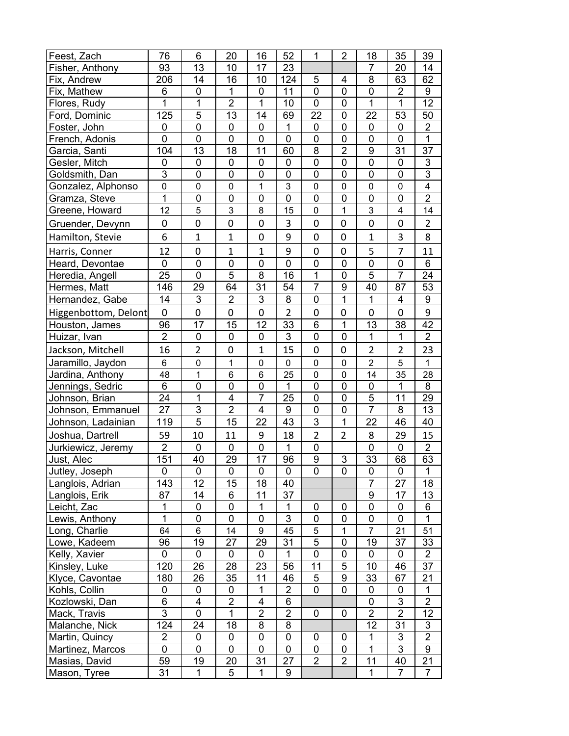| | | | | | | | | | | |
|---|---|---|---|---|---|---|---|---|---|---|
| Feest, Zach | 76 | 6 | 20 | 16 | 52 | 1 | 2 | 18 | 35 | 39 |
| Fisher, Anthony | 93 | 13 | 10 | 17 | 23 | | | 7 | 20 | 14 |
| Fix, Andrew | 206 | 14 | 16 | 10 | 124 | 5 | 4 | 8 | 63 | 62 |
| Fix, Mathew | 6 | 0 | 1 | 0 | 11 | 0 | 0 | 0 | 2 | 9 |
| Flores, Rudy | 1 | 1 | 2 | 1 | 10 | 0 | 0 | 1 | 1 | 12 |
| Ford, Dominic | 125 | 5 | 13 | 14 | 69 | 22 | 0 | 22 | 53 | 50 |
| Foster, John | 0 | 0 | 0 | 0 | 1 | 0 | 0 | 0 | 0 | 2 |
| French, Adonis | 0 | 0 | 0 | 0 | 0 | 0 | 0 | 0 | 0 | 1 |
| Garcia, Santi | 104 | 13 | 18 | 11 | 60 | 8 | 2 | 9 | 31 | 37 |
| Gesler, Mitch | 0 | 0 | 0 | 0 | 0 | 0 | 0 | 0 | 0 | 3 |
| Goldsmith, Dan | 3 | 0 | 0 | 0 | 0 | 0 | 0 | 0 | 0 | 3 |
| Gonzalez, Alphonso | 0 | 0 | 0 | 1 | 3 | 0 | 0 | 0 | 0 | 4 |
| Gramza, Steve | 1 | 0 | 0 | 0 | 0 | 0 | 0 | 0 | 0 | 2 |
| Greene, Howard | 12 | 5 | 3 | 8 | 15 | 0 | 1 | 3 | 4 | 14 |
| Gruender, Devynn | 0 | 0 | 0 | 0 | 3 | 0 | 0 | 0 | 0 | 2 |
| Hamilton, Stevie | 6 | 1 | 1 | 0 | 9 | 0 | 0 | 1 | 3 | 8 |
| Harris, Conner | 12 | 0 | 1 | 1 | 9 | 0 | 0 | 5 | 7 | 11 |
| Heard, Devontae | 0 | 0 | 0 | 0 | 0 | 0 | 0 | 0 | 0 | 6 |
| Heredia, Angell | 25 | 0 | 5 | 8 | 16 | 1 | 0 | 5 | 7 | 24 |
| Hermes, Matt | 146 | 29 | 64 | 31 | 54 | 7 | 9 | 40 | 87 | 53 |
| Hernandez, Gabe | 14 | 3 | 2 | 3 | 8 | 0 | 1 | 1 | 4 | 9 |
| Higgenbottom, Delont | 0 | 0 | 0 | 0 | 2 | 0 | 0 | 0 | 0 | 9 |
| Houston, James | 96 | 17 | 15 | 12 | 33 | 6 | 1 | 13 | 38 | 42 |
| Huizar, Ivan | 2 | 0 | 0 | 0 | 3 | 0 | 0 | 1 | 1 | 2 |
| Jackson, Mitchell | 16 | 2 | 0 | 1 | 15 | 0 | 0 | 2 | 2 | 23 |
| Jaramillo, Jaydon | 6 | 0 | 1 | 0 | 0 | 0 | 0 | 2 | 5 | 1 |
| Jardina, Anthony | 48 | 1 | 6 | 6 | 25 | 0 | 0 | 14 | 35 | 28 |
| Jennings, Sedric | 6 | 0 | 0 | 0 | 1 | 0 | 0 | 0 | 1 | 8 |
| Johnson, Brian | 24 | 1 | 4 | 7 | 25 | 0 | 0 | 5 | 11 | 29 |
| Johnson, Emmanuel | 27 | 3 | 2 | 4 | 9 | 0 | 0 | 7 | 8 | 13 |
| Johnson, Ladainian | 119 | 5 | 15 | 22 | 43 | 3 | 1 | 22 | 46 | 40 |
| Joshua, Dartrell | 59 | 10 | 11 | 9 | 18 | 2 | 2 | 8 | 29 | 15 |
| Jurkiewicz, Jeremy | 2 | 0 | 0 | 0 | 1 | 0 | | 0 | 0 | 2 |
| Just, Alec | 151 | 40 | 29 | 17 | 96 | 9 | 3 | 33 | 68 | 63 |
| Jutley, Joseph | 0 | 0 | 0 | 0 | 0 | 0 | 0 | 0 | 0 | 1 |
| Langlois, Adrian | 143 | 12 | 15 | 18 | 40 | | | 7 | 27 | 18 |
| Langlois, Erik | 87 | 14 | 6 | 11 | 37 | | | 9 | 17 | 13 |
| Leicht, Zac | 1 | 0 | 0 | 1 | 1 | 0 | 0 | 0 | 0 | 6 |
| Lewis, Anthony | 1 | 0 | 0 | 0 | 3 | 0 | 0 | 0 | 0 | 1 |
| Long, Charlie | 64 | 6 | 14 | 9 | 45 | 5 | 1 | 7 | 21 | 51 |
| Lowe, Kadeem | 96 | 19 | 27 | 29 | 31 | 5 | 0 | 19 | 37 | 33 |
| Kelly, Xavier | 0 | 0 | 0 | 0 | 1 | 0 | 0 | 0 | 0 | 2 |
| Kinsley, Luke | 120 | 26 | 28 | 23 | 56 | 11 | 5 | 10 | 46 | 37 |
| Klyce, Cavontae | 180 | 26 | 35 | 11 | 46 | 5 | 9 | 33 | 67 | 21 |
| Kohls, Collin | 0 | 0 | 0 | 1 | 2 | 0 | 0 | 0 | 0 | 1 |
| Kozlowski, Dan | 6 | 4 | 2 | 4 | 6 | | | 0 | 3 | 2 |
| Mack, Travis | 3 | 0 | 1 | 2 | 2 | 0 | 0 | 2 | 2 | 12 |
| Malanche, Nick | 124 | 24 | 18 | 8 | 8 | | | 12 | 31 | 3 |
| Martin, Quincy | 2 | 0 | 0 | 0 | 0 | 0 | 0 | 1 | 3 | 2 |
| Martinez, Marcos | 0 | 0 | 0 | 0 | 0 | 0 | 0 | 1 | 3 | 9 |
| Masias, David | 59 | 19 | 20 | 31 | 27 | 2 | 2 | 11 | 40 | 21 |
| Mason, Tyree | 31 | 1 | 5 | 1 | 9 | | | 1 | 7 | 7 |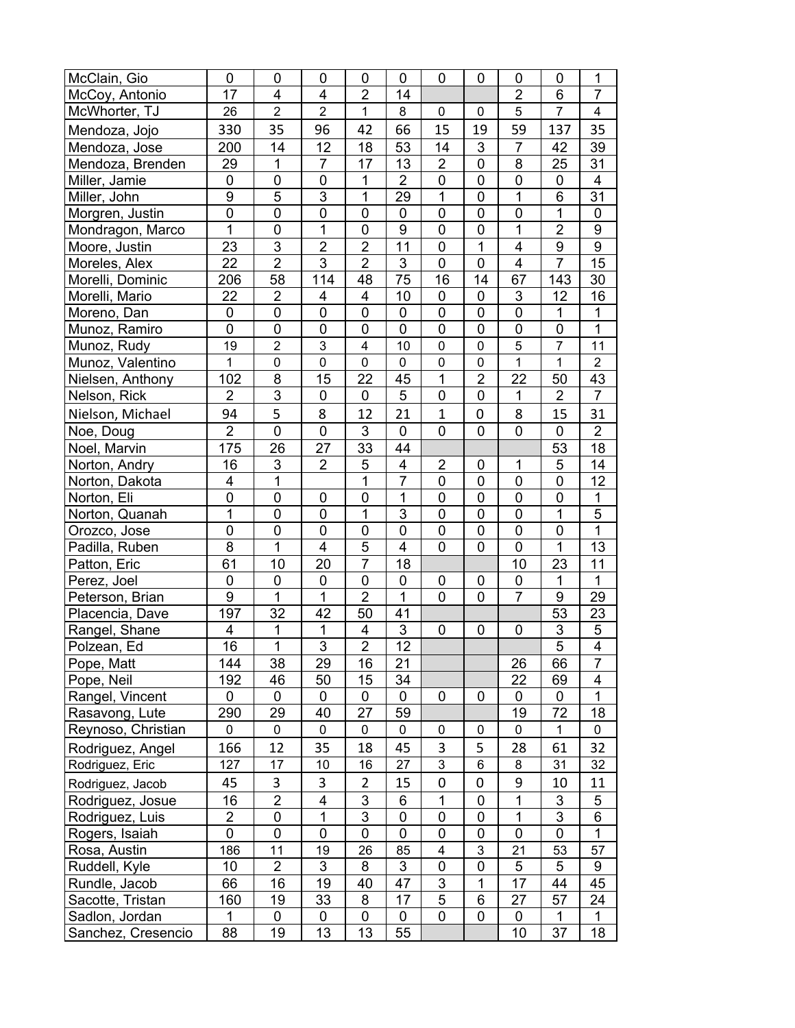| | | | | | | | | | | |
|---|---|---|---|---|---|---|---|---|---|---|
| McClain, Gio | 0 | 0 | 0 | 0 | 0 | 0 | 0 | 0 | 0 | 1 |
| McCoy, Antonio | 17 | 4 | 4 | 2 | 14 | | | 2 | 6 | 7 |
| McWhorter, TJ | 26 | 2 | 2 | 1 | 8 | 0 | 0 | 5 | 7 | 4 |
| Mendoza, Jojo | 330 | 35 | 96 | 42 | 66 | 15 | 19 | 59 | 137 | 35 |
| Mendoza, Jose | 200 | 14 | 12 | 18 | 53 | 14 | 3 | 7 | 42 | 39 |
| Mendoza, Brenden | 29 | 1 | 7 | 17 | 13 | 2 | 0 | 8 | 25 | 31 |
| Miller, Jamie | 0 | 0 | 0 | 1 | 2 | 0 | 0 | 0 | 0 | 4 |
| Miller, John | 9 | 5 | 3 | 1 | 29 | 1 | 0 | 1 | 6 | 31 |
| Morgren, Justin | 0 | 0 | 0 | 0 | 0 | 0 | 0 | 0 | 1 | 0 |
| Mondragon, Marco | 1 | 0 | 1 | 0 | 9 | 0 | 0 | 1 | 2 | 9 |
| Moore, Justin | 23 | 3 | 2 | 2 | 11 | 0 | 1 | 4 | 9 | 9 |
| Moreles, Alex | 22 | 2 | 3 | 2 | 3 | 0 | 0 | 4 | 7 | 15 |
| Morelli, Dominic | 206 | 58 | 114 | 48 | 75 | 16 | 14 | 67 | 143 | 30 |
| Morelli, Mario | 22 | 2 | 4 | 4 | 10 | 0 | 0 | 3 | 12 | 16 |
| Moreno, Dan | 0 | 0 | 0 | 0 | 0 | 0 | 0 | 0 | 1 | 1 |
| Munoz, Ramiro | 0 | 0 | 0 | 0 | 0 | 0 | 0 | 0 | 0 | 1 |
| Munoz, Rudy | 19 | 2 | 3 | 4 | 10 | 0 | 0 | 5 | 7 | 11 |
| Munoz, Valentino | 1 | 0 | 0 | 0 | 0 | 0 | 0 | 1 | 1 | 2 |
| Nielsen, Anthony | 102 | 8 | 15 | 22 | 45 | 1 | 2 | 22 | 50 | 43 |
| Nelson, Rick | 2 | 3 | 0 | 0 | 5 | 0 | 0 | 1 | 2 | 7 |
| Nielson, Michael | 94 | 5 | 8 | 12 | 21 | 1 | 0 | 8 | 15 | 31 |
| Noe, Doug | 2 | 0 | 0 | 3 | 0 | 0 | 0 | 0 | 0 | 2 |
| Noel, Marvin | 175 | 26 | 27 | 33 | 44 | | | | 53 | 18 |
| Norton, Andry | 16 | 3 | 2 | 5 | 4 | 2 | 0 | 1 | 5 | 14 |
| Norton, Dakota | 4 | 1 | | 1 | 7 | 0 | 0 | 0 | 0 | 12 |
| Norton, Eli | 0 | 0 | 0 | 0 | 1 | 0 | 0 | 0 | 0 | 1 |
| Norton, Quanah | 1 | 0 | 0 | 1 | 3 | 0 | 0 | 0 | 1 | 5 |
| Orozco, Jose | 0 | 0 | 0 | 0 | 0 | 0 | 0 | 0 | 0 | 1 |
| Padilla, Ruben | 8 | 1 | 4 | 5 | 4 | 0 | 0 | 0 | 1 | 13 |
| Patton, Eric | 61 | 10 | 20 | 7 | 18 | | | 10 | 23 | 11 |
| Perez, Joel | 0 | 0 | 0 | 0 | 0 | 0 | 0 | 0 | 1 | 1 |
| Peterson, Brian | 9 | 1 | 1 | 2 | 1 | 0 | 0 | 7 | 9 | 29 |
| Placencia, Dave | 197 | 32 | 42 | 50 | 41 | | | | 53 | 23 |
| Rangel, Shane | 4 | 1 | 1 | 4 | 3 | 0 | 0 | 0 | 3 | 5 |
| Polzean, Ed | 16 | 1 | 3 | 2 | 12 | | | | 5 | 4 |
| Pope, Matt | 144 | 38 | 29 | 16 | 21 | | | 26 | 66 | 7 |
| Pope, Neil | 192 | 46 | 50 | 15 | 34 | | | 22 | 69 | 4 |
| Rangel, Vincent | 0 | 0 | 0 | 0 | 0 | 0 | 0 | 0 | 0 | 1 |
| Rasavong, Lute | 290 | 29 | 40 | 27 | 59 | | | 19 | 72 | 18 |
| Reynoso, Christian | 0 | 0 | 0 | 0 | 0 | 0 | 0 | 0 | 1 | 0 |
| Rodriguez, Angel | 166 | 12 | 35 | 18 | 45 | 3 | 5 | 28 | 61 | 32 |
| Rodriguez, Eric | 127 | 17 | 10 | 16 | 27 | 3 | 6 | 8 | 31 | 32 |
| Rodriguez, Jacob | 45 | 3 | 3 | 2 | 15 | 0 | 0 | 9 | 10 | 11 |
| Rodriguez, Josue | 16 | 2 | 4 | 3 | 6 | 1 | 0 | 1 | 3 | 5 |
| Rodriguez, Luis | 2 | 0 | 1 | 3 | 0 | 0 | 0 | 1 | 3 | 6 |
| Rogers, Isaiah | 0 | 0 | 0 | 0 | 0 | 0 | 0 | 0 | 0 | 1 |
| Rosa, Austin | 186 | 11 | 19 | 26 | 85 | 4 | 3 | 21 | 53 | 57 |
| Ruddell, Kyle | 10 | 2 | 3 | 8 | 3 | 0 | 0 | 5 | 5 | 9 |
| Rundle, Jacob | 66 | 16 | 19 | 40 | 47 | 3 | 1 | 17 | 44 | 45 |
| Sacotte, Tristan | 160 | 19 | 33 | 8 | 17 | 5 | 6 | 27 | 57 | 24 |
| Sadlon, Jordan | 1 | 0 | 0 | 0 | 0 | 0 | 0 | 0 | 1 | 1 |
| Sanchez, Cresencio | 88 | 19 | 13 | 13 | 55 | | | 10 | 37 | 18 |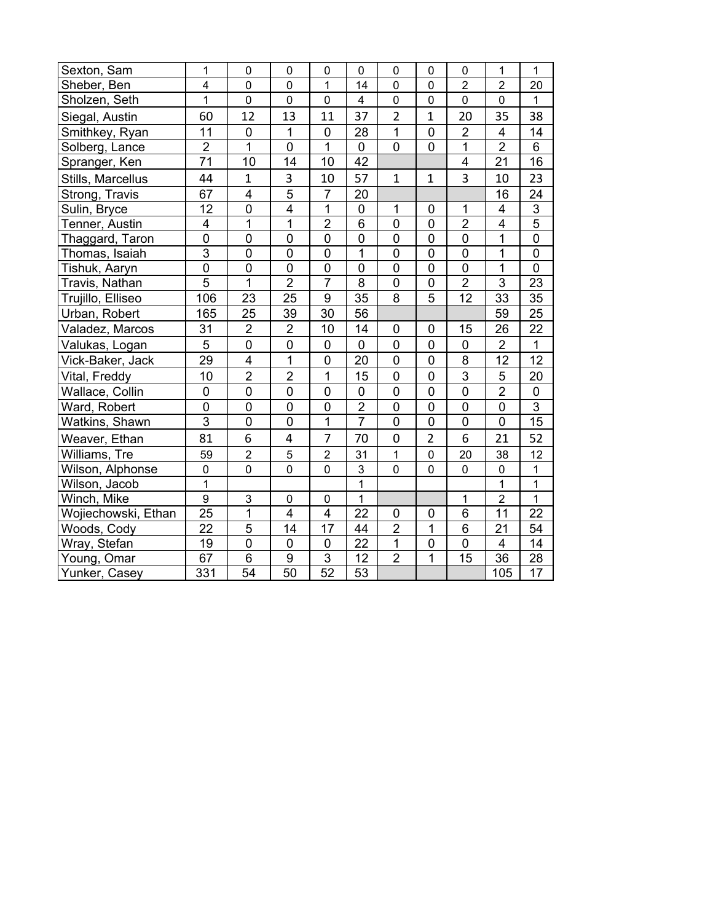| | | | | | | | | | | |
|---|---|---|---|---|---|---|---|---|---|---|
| Sexton, Sam | 1 | 0 | 0 | 0 | 0 | 0 | 0 | 0 | 1 | 1 |
| Sheber, Ben | 4 | 0 | 0 | 1 | 14 | 0 | 0 | 2 | 2 | 20 |
| Sholzen, Seth | 1 | 0 | 0 | 0 | 4 | 0 | 0 | 0 | 0 | 1 |
| Siegal, Austin | 60 | 12 | 13 | 11 | 37 | 2 | 1 | 20 | 35 | 38 |
| Smithkey, Ryan | 11 | 0 | 1 | 0 | 28 | 1 | 0 | 2 | 4 | 14 |
| Solberg, Lance | 2 | 1 | 0 | 1 | 0 | 0 | 0 | 1 | 2 | 6 |
| Spranger, Ken | 71 | 10 | 14 | 10 | 42 | | | 4 | 21 | 16 |
| Stills, Marcellus | 44 | 1 | 3 | 10 | 57 | 1 | 1 | 3 | 10 | 23 |
| Strong, Travis | 67 | 4 | 5 | 7 | 20 | | | | 16 | 24 |
| Sulin, Bryce | 12 | 0 | 4 | 1 | 0 | 1 | 0 | 1 | 4 | 3 |
| Tenner, Austin | 4 | 1 | 1 | 2 | 6 | 0 | 0 | 2 | 4 | 5 |
| Thaggard, Taron | 0 | 0 | 0 | 0 | 0 | 0 | 0 | 0 | 1 | 0 |
| Thomas, Isaiah | 3 | 0 | 0 | 0 | 1 | 0 | 0 | 0 | 1 | 0 |
| Tishuk, Aaryn | 0 | 0 | 0 | 0 | 0 | 0 | 0 | 0 | 1 | 0 |
| Travis, Nathan | 5 | 1 | 2 | 7 | 8 | 0 | 0 | 2 | 3 | 23 |
| Trujillo, Elliseo | 106 | 23 | 25 | 9 | 35 | 8 | 5 | 12 | 33 | 35 |
| Urban, Robert | 165 | 25 | 39 | 30 | 56 | | | | 59 | 25 |
| Valadez, Marcos | 31 | 2 | 2 | 10 | 14 | 0 | 0 | 15 | 26 | 22 |
| Valukas, Logan | 5 | 0 | 0 | 0 | 0 | 0 | 0 | 0 | 2 | 1 |
| Vick-Baker, Jack | 29 | 4 | 1 | 0 | 20 | 0 | 0 | 8 | 12 | 12 |
| Vital, Freddy | 10 | 2 | 2 | 1 | 15 | 0 | 0 | 3 | 5 | 20 |
| Wallace, Collin | 0 | 0 | 0 | 0 | 0 | 0 | 0 | 0 | 2 | 0 |
| Ward, Robert | 0 | 0 | 0 | 0 | 2 | 0 | 0 | 0 | 0 | 3 |
| Watkins, Shawn | 3 | 0 | 0 | 1 | 7 | 0 | 0 | 0 | 0 | 15 |
| Weaver, Ethan | 81 | 6 | 4 | 7 | 70 | 0 | 2 | 6 | 21 | 52 |
| Williams, Tre | 59 | 2 | 5 | 2 | 31 | 1 | 0 | 20 | 38 | 12 |
| Wilson, Alphonse | 0 | 0 | 0 | 0 | 3 | 0 | 0 | 0 | 0 | 1 |
| Wilson, Jacob | 1 | | | | 1 | | | | 1 | 1 |
| Winch, Mike | 9 | 3 | 0 | 0 | 1 | | | 1 | 2 | 1 |
| Wojiechowski, Ethan | 25 | 1 | 4 | 4 | 22 | 0 | 0 | 6 | 11 | 22 |
| Woods, Cody | 22 | 5 | 14 | 17 | 44 | 2 | 1 | 6 | 21 | 54 |
| Wray, Stefan | 19 | 0 | 0 | 0 | 22 | 1 | 0 | 0 | 4 | 14 |
| Young, Omar | 67 | 6 | 9 | 3 | 12 | 2 | 1 | 15 | 36 | 28 |
| Yunker, Casey | 331 | 54 | 50 | 52 | 53 | | | | 105 | 17 |